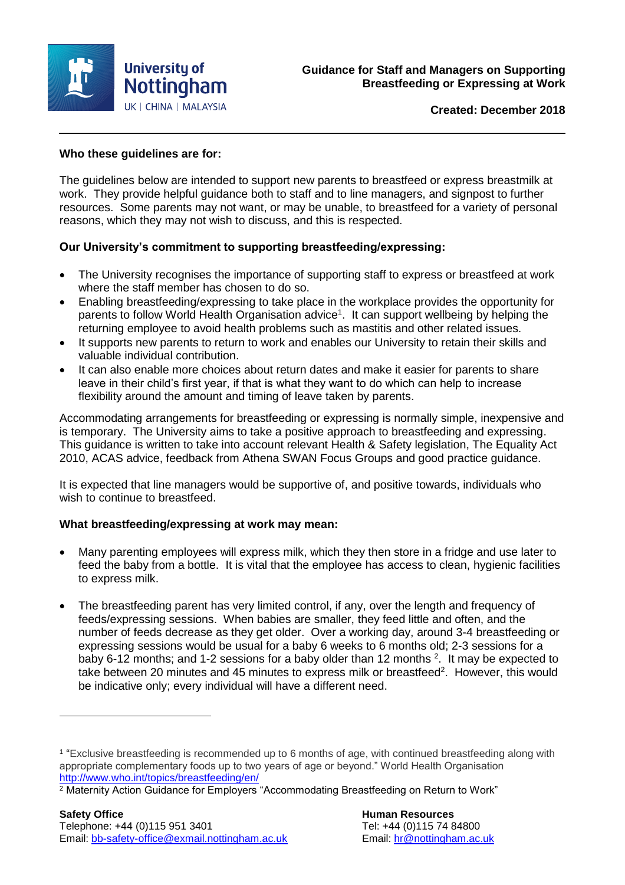# Guidance for Staff and Managers on Supporting Breastfeeding or Expressing at Work

**Created: December 2018**

---

**Who these guidelines are for:**

The guidelines below are intended to support new parents to breastfeed or express breastmilk at work. They provide helpful guidance both to staff and to line managers, and signpost to further resources. Some parents may not want, or may be unable, to breastfeed for a variety of personal reasons, which they may not wish to discuss, and this is respected.

**Our University's commitment to supporting breastfeeding/expressing:**

- The University recognises the importance of supporting staff to express or breastfeed at work where the staff member has chosen to do so.
- Enabling breastfeeding/expressing to take place in the workplace provides the opportunity for parents to follow World Health Organisation advice[1]. It can support wellbeing by helping the returning employee to avoid health problems such as mastitis and other related issues.
- It supports new parents to return to work and enables our University to retain their skills and valuable individual contribution.
- It can also enable more choices about return dates and make it easier for parents to share leave in their child's first year, if that is what they want to do which can help to increase flexibility around the amount and timing of leave taken by parents.

Accommodating arrangements for breastfeeding or expressing is normally simple, inexpensive and is temporary. The University aims to take a positive approach to breastfeeding and expressing. This guidance is written to take into account relevant Health & Safety legislation, The Equality Act 2010, ACAS advice, feedback from Athena SWAN Focus Groups and good practice guidance.

It is expected that line managers would be supportive of, and positive towards, individuals who wish to continue to breastfeed.

**What breastfeeding/expressing at work may mean:**

- Many parenting employees will express milk, which they then store in a fridge and use later to feed the baby from a bottle. It is vital that the employee has access to clean, hygienic facilities to express milk.

- The breastfeeding parent has very limited control, if any, over the length and frequency of feeds/expressing sessions. When babies are smaller, they feed little and often, and the number of feeds decrease as they get older. Over a working day, around 3-4 breastfeeding or expressing sessions would be usual for a baby 6 weeks to 6 months old; 2-3 sessions for a baby 6-12 months; and 1-2 sessions for a baby older than 12 months [2]. It may be expected to take between 20 minutes and 45 minutes to express milk or breastfeed[2]. However, this would be indicative only; every individual will have a different need.

---

[1] "Exclusive breastfeeding is recommended up to 6 months of age, with continued breastfeeding along with appropriate complementary foods up to two years of age or beyond." World Health Organisation http://www.who.int/topics/breastfeeding/en/

[2] Maternity Action Guidance for Employers "Accommodating Breastfeeding on Return to Work"

**Safety Office**
Telephone: +44 (0)115 951 3401
Email: bb-safety-office@exmail.nottingham.ac.uk

**Human Resources**
Tel: +44 (0)115 74 84800
Email: hr@nottingham.ac.uk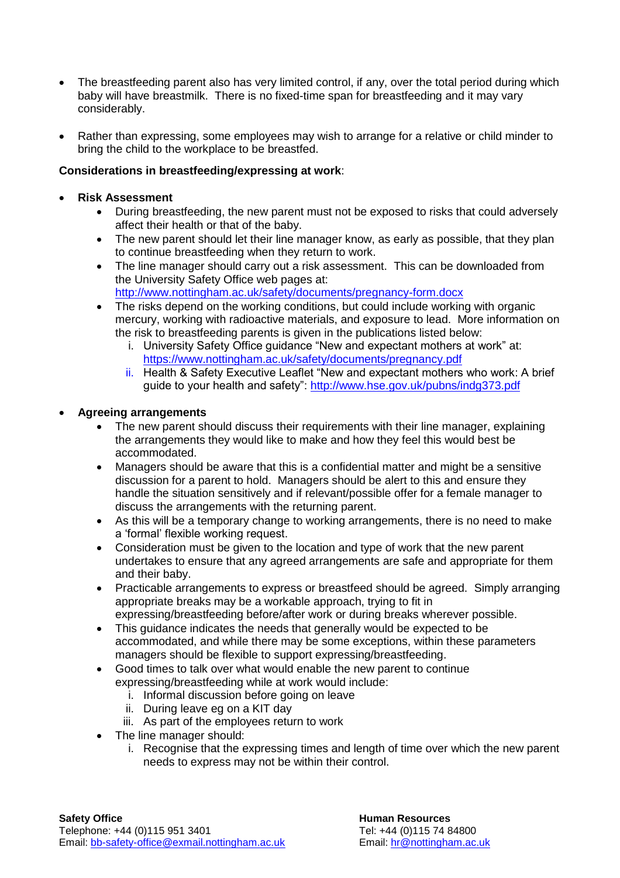- The breastfeeding parent also has very limited control, if any, over the total period during which baby will have breastmilk. There is no fixed-time span for breastfeeding and it may vary considerably.

- Rather than expressing, some employees may wish to arrange for a relative or child minder to bring the child to the workplace to be breastfed.

**Considerations in breastfeeding/expressing at work**:

- **Risk Assessment**
  - During breastfeeding, the new parent must not be exposed to risks that could adversely affect their health or that of the baby.
  - The new parent should let their line manager know, as early as possible, that they plan to continue breastfeeding when they return to work.
  - The line manager should carry out a risk assessment. This can be downloaded from the University Safety Office web pages at: http://www.nottingham.ac.uk/safety/documents/pregnancy-form.docx
  - The risks depend on the working conditions, but could include working with organic mercury, working with radioactive materials, and exposure to lead. More information on the risk to breastfeeding parents is given in the publications listed below:
    i. University Safety Office guidance "New and expectant mothers at work" at: https://www.nottingham.ac.uk/safety/documents/pregnancy.pdf
    ii. Health & Safety Executive Leaflet "New and expectant mothers who work: A brief guide to your health and safety": http://www.hse.gov.uk/pubns/indg373.pdf

- **Agreeing arrangements**
  - The new parent should discuss their requirements with their line manager, explaining the arrangements they would like to make and how they feel this would best be accommodated.
  - Managers should be aware that this is a confidential matter and might be a sensitive discussion for a parent to hold. Managers should be alert to this and ensure they handle the situation sensitively and if relevant/possible offer for a female manager to discuss the arrangements with the returning parent.
  - As this will be a temporary change to working arrangements, there is no need to make a 'formal' flexible working request.
  - Consideration must be given to the location and type of work that the new parent undertakes to ensure that any agreed arrangements are safe and appropriate for them and their baby.
  - Practicable arrangements to express or breastfeed should be agreed. Simply arranging appropriate breaks may be a workable approach, trying to fit in expressing/breastfeeding before/after work or during breaks wherever possible.
  - This guidance indicates the needs that generally would be expected to be accommodated, and while there may be some exceptions, within these parameters managers should be flexible to support expressing/breastfeeding.
  - Good times to talk over what would enable the new parent to continue expressing/breastfeeding while at work would include:
    i. Informal discussion before going on leave
    ii. During leave eg on a KIT day
    iii. As part of the employees return to work
  - The line manager should:
    i. Recognise that the expressing times and length of time over which the new parent needs to express may not be within their control.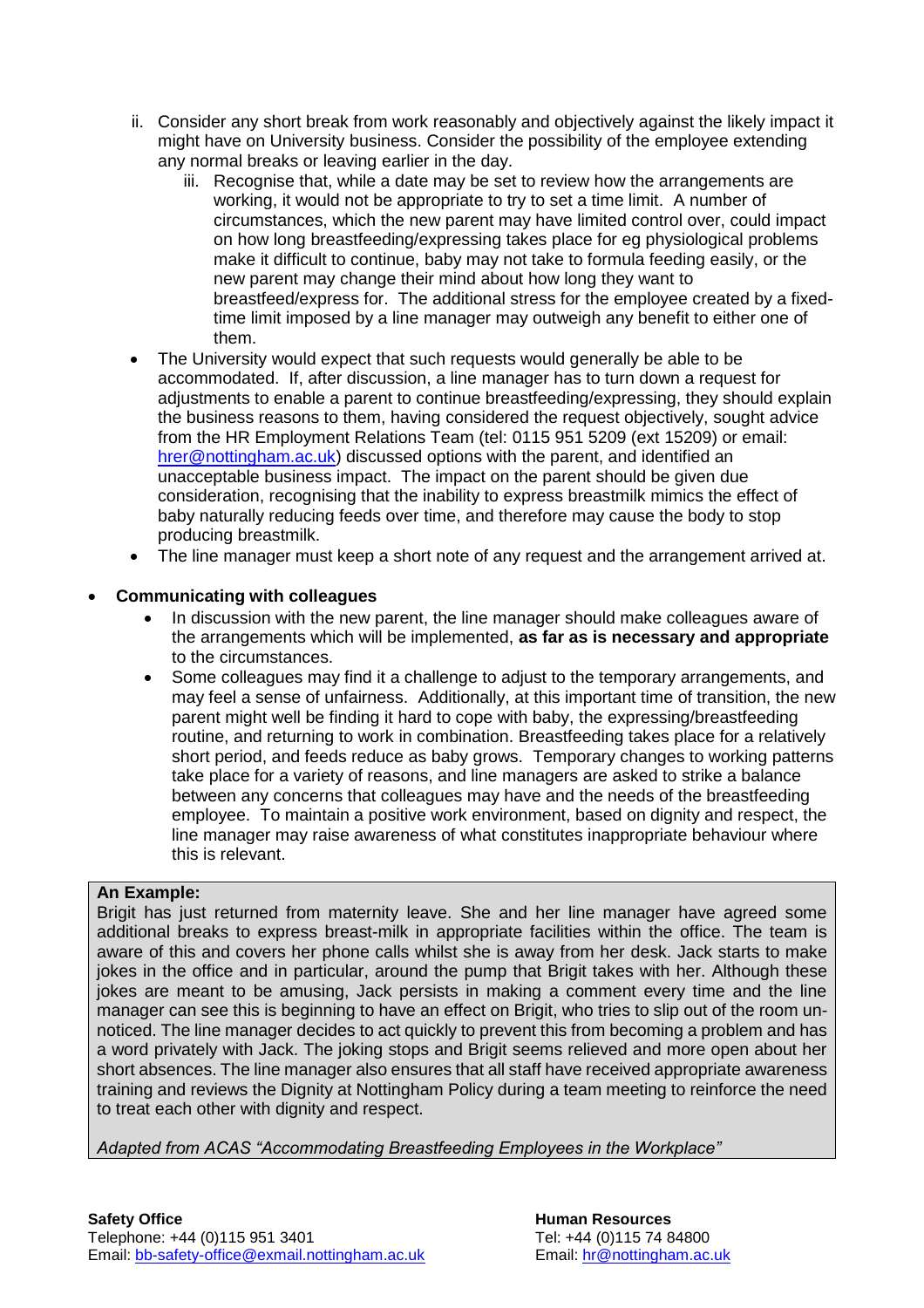ii. Consider any short break from work reasonably and objectively against the likely impact it might have on University business. Consider the possibility of the employee extending any normal breaks or leaving earlier in the day.
   iii. Recognise that, while a date may be set to review how the arrangements are working, it would not be appropriate to try to set a time limit. A number of circumstances, which the new parent may have limited control over, could impact on how long breastfeeding/expressing takes place for eg physiological problems make it difficult to continue, baby may not take to formula feeding easily, or the new parent may change their mind about how long they want to breastfeed/express for. The additional stress for the employee created by a fixed-time limit imposed by a line manager may outweigh any benefit to either one of them.

- The University would expect that such requests would generally be able to be accommodated. If, after discussion, a line manager has to turn down a request for adjustments to enable a parent to continue breastfeeding/expressing, they should explain the business reasons to them, having considered the request objectively, sought advice from the HR Employment Relations Team (tel: 0115 951 5209 (ext 15209) or email: hrer@nottingham.ac.uk) discussed options with the parent, and identified an unacceptable business impact. The impact on the parent should be given due consideration, recognising that the inability to express breastmilk mimics the effect of baby naturally reducing feeds over time, and therefore may cause the body to stop producing breastmilk.
- The line manager must keep a short note of any request and the arrangement arrived at.

- **Communicating with colleagues**
  - In discussion with the new parent, the line manager should make colleagues aware of the arrangements which will be implemented, **as far as is necessary and appropriate** to the circumstances.
  - Some colleagues may find it a challenge to adjust to the temporary arrangements, and may feel a sense of unfairness. Additionally, at this important time of transition, the new parent might well be finding it hard to cope with baby, the expressing/breastfeeding routine, and returning to work in combination. Breastfeeding takes place for a relatively short period, and feeds reduce as baby grows. Temporary changes to working patterns take place for a variety of reasons, and line managers are asked to strike a balance between any concerns that colleagues may have and the needs of the breastfeeding employee. To maintain a positive work environment, based on dignity and respect, the line manager may raise awareness of what constitutes inappropriate behaviour where this is relevant.

**An Example:**

Brigit has just returned from maternity leave. She and her line manager have agreed some additional breaks to express breast-milk in appropriate facilities within the office. The team is aware of this and covers her phone calls whilst she is away from her desk. Jack starts to make jokes in the office and in particular, around the pump that Brigit takes with her. Although these jokes are meant to be amusing, Jack persists in making a comment every time and the line manager can see this is beginning to have an effect on Brigit, who tries to slip out of the room un-noticed. The line manager decides to act quickly to prevent this from becoming a problem and has a word privately with Jack. The joking stops and Brigit seems relieved and more open about her short absences. The line manager also ensures that all staff have received appropriate awareness training and reviews the Dignity at Nottingham Policy during a team meeting to reinforce the need to treat each other with dignity and respect.

*Adapted from ACAS "Accommodating Breastfeeding Employees in the Workplace"*

**Safety Office**
Telephone: +44 (0)115 951 3401
Email: bb-safety-office@exmail.nottingham.ac.uk

**Human Resources**
Tel: +44 (0)115 74 84800
Email: hr@nottingham.ac.uk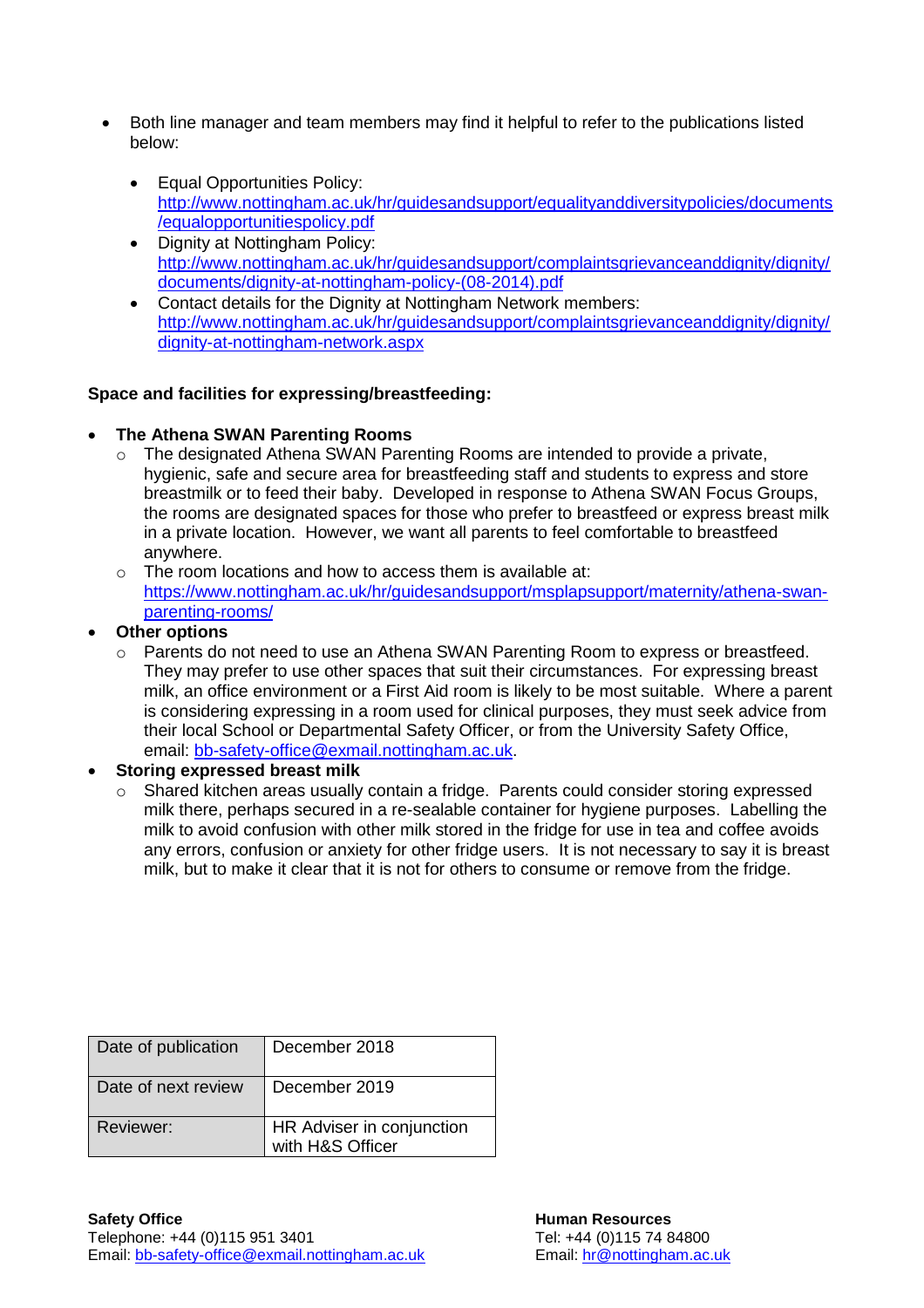- Both line manager and team members may find it helpful to refer to the publications listed below:
  - Equal Opportunities Policy: http://www.nottingham.ac.uk/hr/guidesandsupport/equalityanddiversitypolicies/documents/equalopportunitiespolicy.pdf
  - Dignity at Nottingham Policy: http://www.nottingham.ac.uk/hr/guidesandsupport/complaintsgrievanceanddignity/dignity/documents/dignity-at-nottingham-policy-(08-2014).pdf
  - Contact details for the Dignity at Nottingham Network members: http://www.nottingham.ac.uk/hr/guidesandsupport/complaintsgrievanceanddignity/dignity/dignity-at-nottingham-network.aspx

**Space and facilities for expressing/breastfeeding:**

- **The Athena SWAN Parenting Rooms**
  - The designated Athena SWAN Parenting Rooms are intended to provide a private, hygienic, safe and secure area for breastfeeding staff and students to express and store breastmilk or to feed their baby. Developed in response to Athena SWAN Focus Groups, the rooms are designated spaces for those who prefer to breastfeed or express breast milk in a private location. However, we want all parents to feel comfortable to breastfeed anywhere.
  - The room locations and how to access them is available at: https://www.nottingham.ac.uk/hr/guidesandsupport/msplapsupport/maternity/athena-swan-parenting-rooms/
- **Other options**
  - Parents do not need to use an Athena SWAN Parenting Room to express or breastfeed. They may prefer to use other spaces that suit their circumstances. For expressing breast milk, an office environment or a First Aid room is likely to be most suitable. Where a parent is considering expressing in a room used for clinical purposes, they must seek advice from their local School or Departmental Safety Officer, or from the University Safety Office, email: bb-safety-office@exmail.nottingham.ac.uk.
- **Storing expressed breast milk**
  - Shared kitchen areas usually contain a fridge. Parents could consider storing expressed milk there, perhaps secured in a re-sealable container for hygiene purposes. Labelling the milk to avoid confusion with other milk stored in the fridge for use in tea and coffee avoids any errors, confusion or anxiety for other fridge users. It is not necessary to say it is breast milk, but to make it clear that it is not for others to consume or remove from the fridge.

| | |
|---|---|
| Date of publication | December 2018 |
| Date of next review | December 2019 |
| Reviewer: | HR Adviser in conjunction with H&S Officer |

**Safety Office**
Telephone: +44 (0)115 951 3401
Email: bb-safety-office@exmail.nottingham.ac.uk

**Human Resources**
Tel: +44 (0)115 74 84800
Email: hr@nottingham.ac.uk